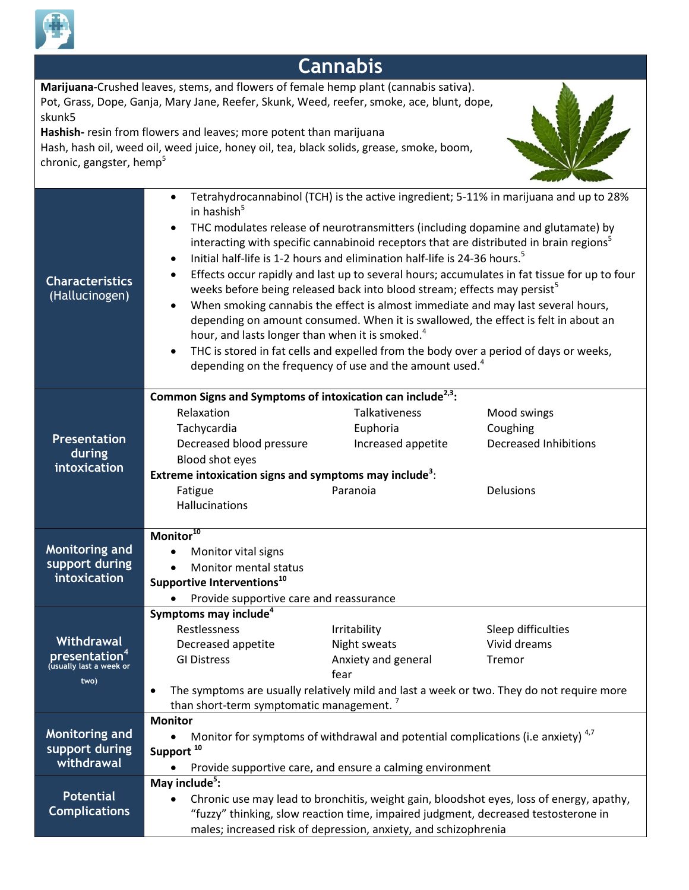# Cannabis

**Marijuana**-Crushed leaves, stems, and flowers of female hemp plant (cannabis sativa).
Pot, Grass, Dope, Ganja, Mary Jane, Reefer, Skunk, Weed, reefer, smoke, ace, blunt, dope, skunk5

**Hashish-** resin from flowers and leaves; more potent than marijuana
Hash, hash oil, weed oil, weed juice, honey oil, tea, black solids, grease, smoke, boom, chronic, gangster, hemp[5]

## Characteristics (Hallucinogen)

- Tetrahydrocannabinol (TCH) is the active ingredient; 5-11% in marijuana and up to 28% in hashish[5]
- THC modulates release of neurotransmitters (including dopamine and glutamate) by interacting with specific cannabinoid receptors that are distributed in brain regions[5]
- Initial half-life is 1-2 hours and elimination half-life is 24-36 hours.[5]
- Effects occur rapidly and last up to several hours; accumulates in fat tissue for up to four weeks before being released back into blood stream; effects may persist[5]
- When smoking cannabis the effect is almost immediate and may last several hours, depending on amount consumed. When it is swallowed, the effect is felt in about an hour, and lasts longer than when it is smoked.[4]
- THC is stored in fat cells and expelled from the body over a period of days or weeks, depending on the frequency of use and the amount used.[4]

## Presentation during intoxication

**Common Signs and Symptoms of intoxication can include[2,3]:**

| | | |
|---|---|---|
| Relaxation | Talkativeness | Mood swings |
| Tachycardia | Euphoria | Coughing |
| Decreased blood pressure | Increased appetite | Decreased Inhibitions |
| Blood shot eyes | | |

**Extreme intoxication signs and symptoms may include[3]:**

| | | |
|---|---|---|
| Fatigue | Paranoia | Delusions |
| Hallucinations | | |

## Monitoring and support during intoxication

**Monitor[10]**

- Monitor vital signs
- Monitor mental status

**Supportive Interventions[10]**

- Provide supportive care and reassurance

## Withdrawal presentation[4] (usually last a week or two)

**Symptoms may include[4]**

| | | |
|---|---|---|
| Restlessness | Irritability | Sleep difficulties |
| Decreased appetite | Night sweats | Vivid dreams |
| GI Distress | Anxiety and general fear | Tremor |

- The symptoms are usually relatively mild and last a week or two. They do not require more than short-term symptomatic management.[7]

## Monitoring and support during withdrawal

**Monitor**

- Monitor for symptoms of withdrawal and potential complications (i.e anxiety)[4,7]

**Support[10]**

- Provide supportive care, and ensure a calming environment

## Potential Complications

**May include[5]:**

- Chronic use may lead to bronchitis, weight gain, bloodshot eyes, loss of energy, apathy, "fuzzy" thinking, slow reaction time, impaired judgment, decreased testosterone in males; increased risk of depression, anxiety, and schizophrenia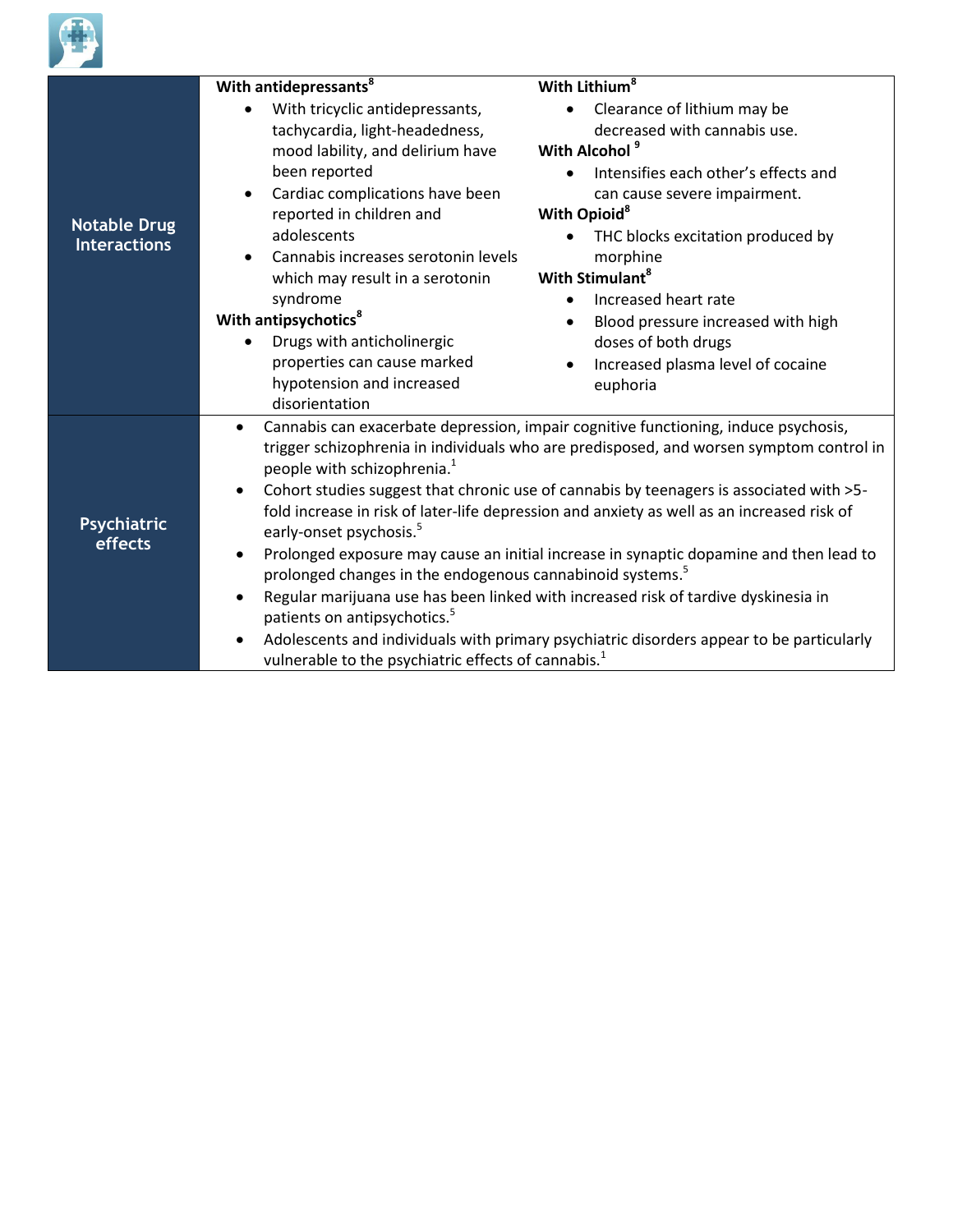| | | |
|---|---|---|
| **Notable Drug Interactions** | **With antidepressants**[8]<br>• With tricyclic antidepressants, tachycardia, light-headedness, mood lability, and delirium have been reported<br>• Cardiac complications have been reported in children and adolescents<br>• Cannabis increases serotonin levels which may result in a serotonin syndrome<br>**With antipsychotics**[8]<br>• Drugs with anticholinergic properties can cause marked hypotension and increased disorientation | **With Lithium**[8]<br>• Clearance of lithium may be decreased with cannabis use.<br>**With Alcohol**[9]<br>• Intensifies each other's effects and can cause severe impairment.<br>**With Opioid**[8]<br>• THC blocks excitation produced by morphine<br>**With Stimulant**[8]<br>• Increased heart rate<br>• Blood pressure increased with high doses of both drugs<br>• Increased plasma level of cocaine euphoria |
| **Psychiatric effects** | • Cannabis can exacerbate depression, impair cognitive functioning, induce psychosis, trigger schizophrenia in individuals who are predisposed, and worsen symptom control in people with schizophrenia.[1]<br>• Cohort studies suggest that chronic use of cannabis by teenagers is associated with >5-fold increase in risk of later-life depression and anxiety as well as an increased risk of early-onset psychosis.[5]<br>• Prolonged exposure may cause an initial increase in synaptic dopamine and then lead to prolonged changes in the endogenous cannabinoid systems.[5]<br>• Regular marijuana use has been linked with increased risk of tardive dyskinesia in patients on antipsychotics.[5]<br>• Adolescents and individuals with primary psychiatric disorders appear to be particularly vulnerable to the psychiatric effects of cannabis.[1] | |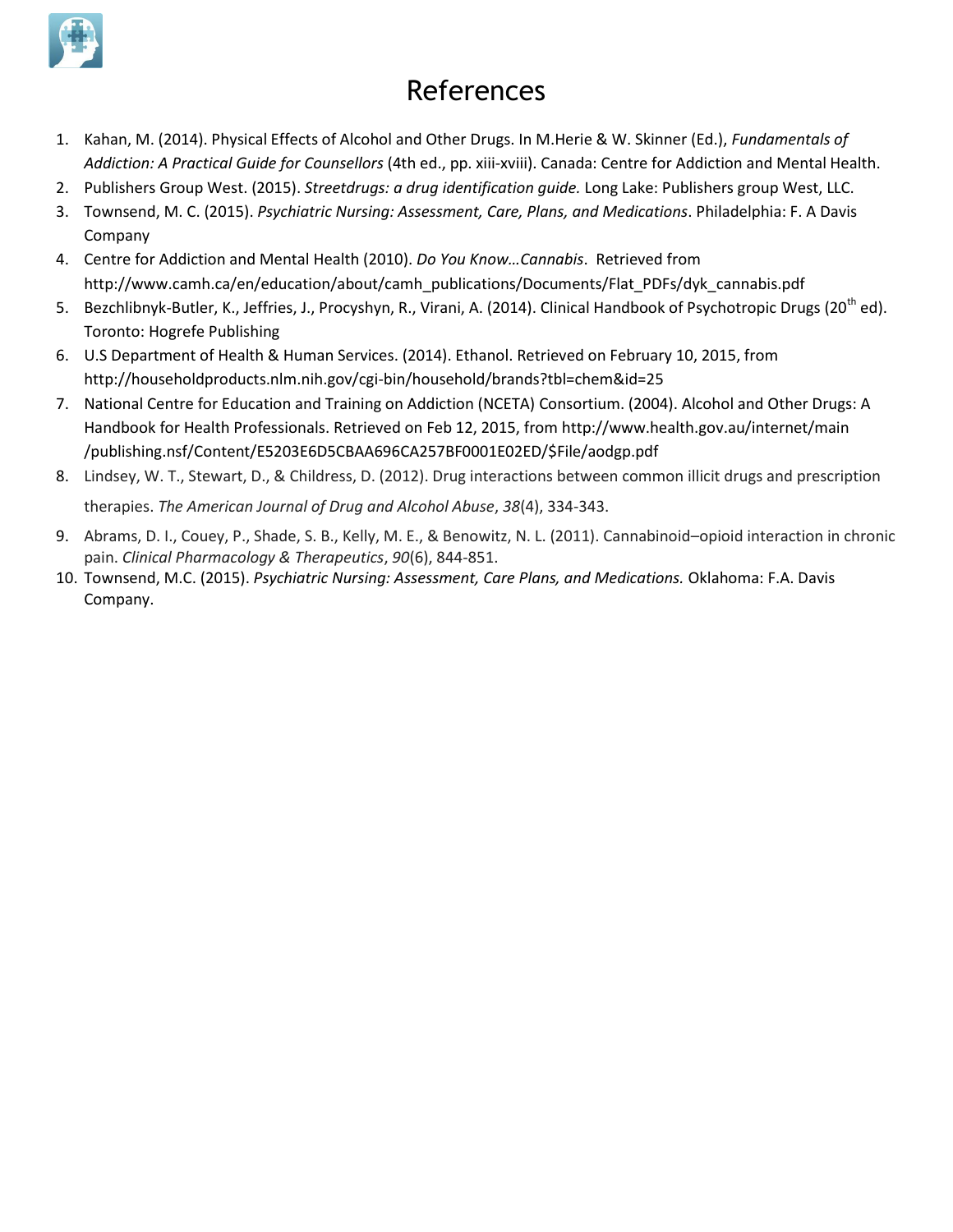# References

1. Kahan, M. (2014). Physical Effects of Alcohol and Other Drugs. In M.Herie & W. Skinner (Ed.), *Fundamentals of Addiction: A Practical Guide for Counsellors* (4th ed., pp. xiii-xviii). Canada: Centre for Addiction and Mental Health.
2. Publishers Group West. (2015). *Streetdrugs: a drug identification guide.* Long Lake: Publishers group West, LLC.
3. Townsend, M. C. (2015). *Psychiatric Nursing: Assessment, Care, Plans, and Medications*. Philadelphia: F. A Davis Company
4. Centre for Addiction and Mental Health (2010). *Do You Know…Cannabis*. Retrieved from http://www.camh.ca/en/education/about/camh_publications/Documents/Flat_PDFs/dyk_cannabis.pdf
5. Bezchlibnyk-Butler, K., Jeffries, J., Procyshyn, R., Virani, A. (2014). Clinical Handbook of Psychotropic Drugs (20th ed). Toronto: Hogrefe Publishing
6. U.S Department of Health & Human Services. (2014). Ethanol. Retrieved on February 10, 2015, from http://householdproducts.nlm.nih.gov/cgi-bin/household/brands?tbl=chem&id=25
7. National Centre for Education and Training on Addiction (NCETA) Consortium. (2004). Alcohol and Other Drugs: A Handbook for Health Professionals. Retrieved on Feb 12, 2015, from http://www.health.gov.au/internet/main/publishing.nsf/Content/E5203E6D5CBAA696CA257BF0001E02ED/$File/aodgp.pdf
8. Lindsey, W. T., Stewart, D., & Childress, D. (2012). Drug interactions between common illicit drugs and prescription therapies. *The American Journal of Drug and Alcohol Abuse*, *38*(4), 334-343.
9. Abrams, D. I., Couey, P., Shade, S. B., Kelly, M. E., & Benowitz, N. L. (2011). Cannabinoid–opioid interaction in chronic pain. *Clinical Pharmacology & Therapeutics*, *90*(6), 844-851.
10. Townsend, M.C. (2015). *Psychiatric Nursing: Assessment, Care Plans, and Medications.* Oklahoma: F.A. Davis Company.